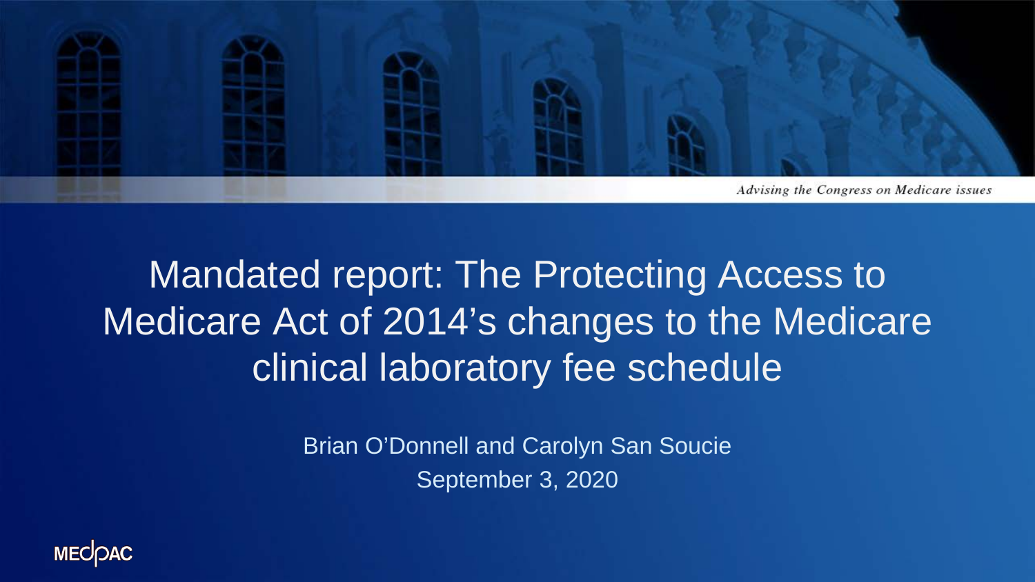Advising the Congress on Medicare issues

# Mandated report: The Protecting Access to Medicare Act of 2014's changes to the Medicare clinical laboratory fee schedule

Brian O'Donnell and Carolyn San Soucie

September 3, 2020

MEDPAC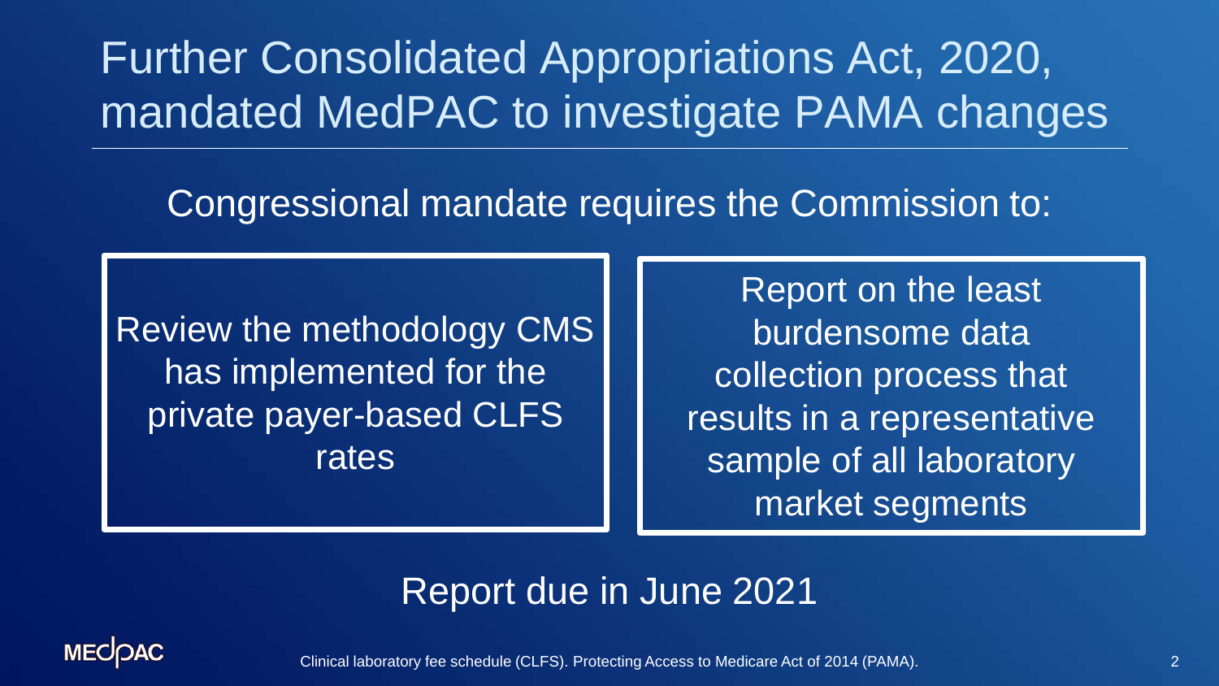# Further Consolidated Appropriations Act, 2020, mandated MedPAC to investigate PAMA changes

Congressional mandate requires the Commission to:

- Review the methodology CMS has implemented for the private payer-based CLFS rates
- Report on the least burdensome data collection process that results in a representative sample of all laboratory market segments

Report due in June 2021

Clinical laboratory fee schedule (CLFS). Protecting Access to Medicare Act of 2014 (PAMA).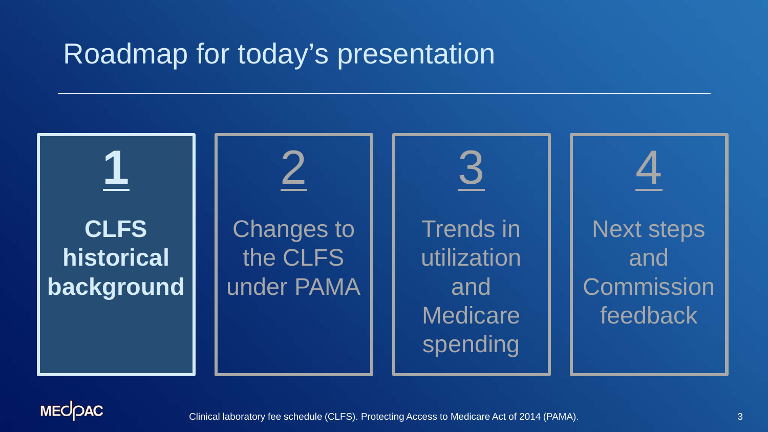# Roadmap for today's presentation

1. **CLFS historical background**
2. Changes to the CLFS under PAMA
3. Trends in utilization and Medicare spending
4. Next steps and Commission feedback

Clinical laboratory fee schedule (CLFS). Protecting Access to Medicare Act of 2014 (PAMA).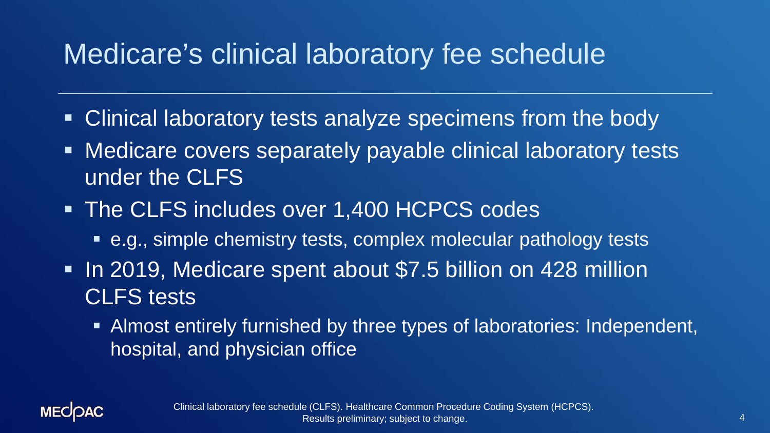# Medicare's clinical laboratory fee schedule

- Clinical laboratory tests analyze specimens from the body
- Medicare covers separately payable clinical laboratory tests under the CLFS
- The CLFS includes over 1,400 HCPCS codes
  - e.g., simple chemistry tests, complex molecular pathology tests
- In 2019, Medicare spent about $7.5 billion on 428 million CLFS tests
  - Almost entirely furnished by three types of laboratories: Independent, hospital, and physician office

Clinical laboratory fee schedule (CLFS). Healthcare Common Procedure Coding System (HCPCS).
Results preliminary; subject to change.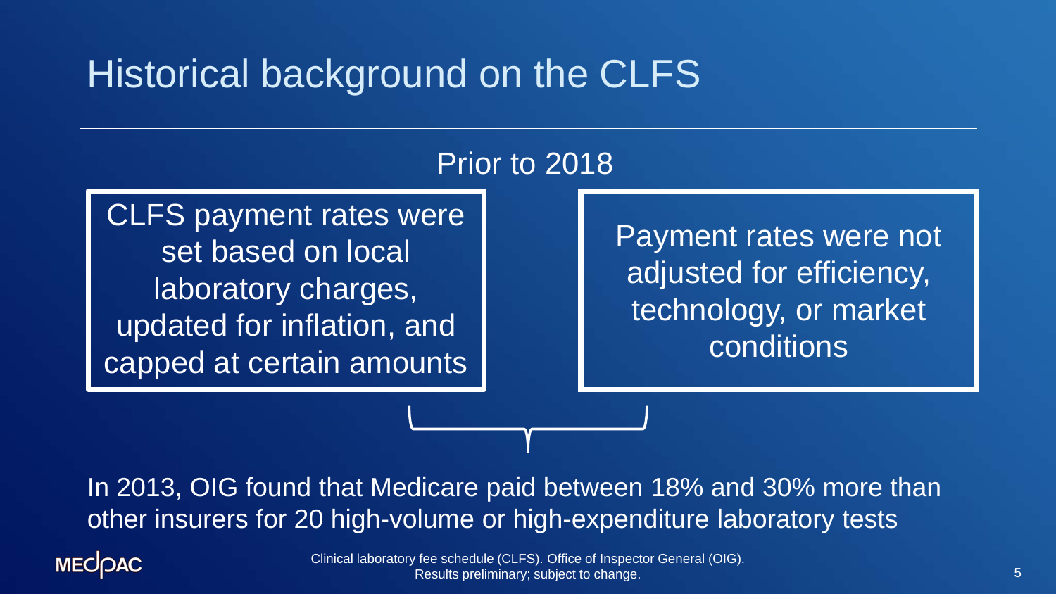# Historical background on the CLFS

## Prior to 2018

CLFS payment rates were set based on local laboratory charges, updated for inflation, and capped at certain amounts

Payment rates were not adjusted for efficiency, technology, or market conditions

In 2013, OIG found that Medicare paid between 18% and 30% more than other insurers for 20 high-volume or high-expenditure laboratory tests

Clinical laboratory fee schedule (CLFS). Office of Inspector General (OIG).
Results preliminary; subject to change.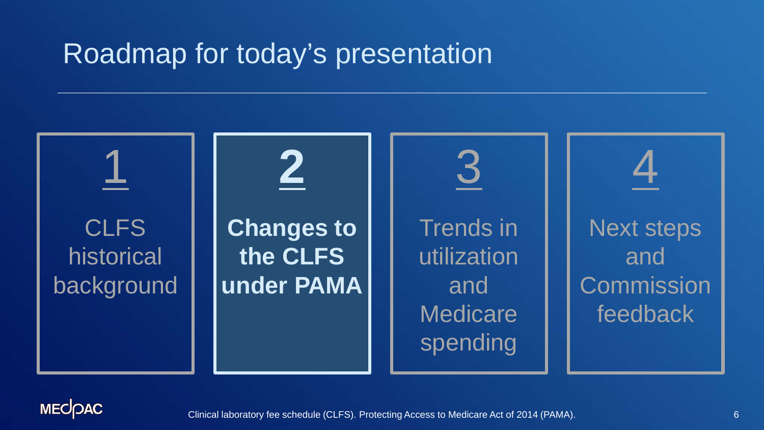# Roadmap for today's presentation

1. CLFS historical background
2. **Changes to the CLFS under PAMA**
3. Trends in utilization and Medicare spending
4. Next steps and Commission feedback

Clinical laboratory fee schedule (CLFS). Protecting Access to Medicare Act of 2014 (PAMA).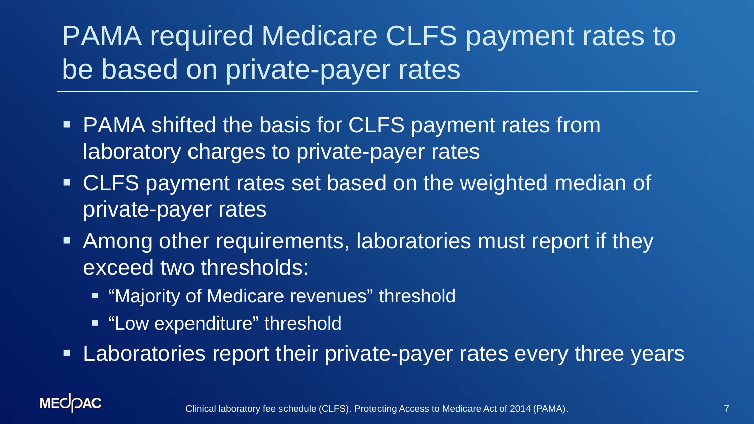# PAMA required Medicare CLFS payment rates to be based on private-payer rates

- PAMA shifted the basis for CLFS payment rates from laboratory charges to private-payer rates
- CLFS payment rates set based on the weighted median of private-payer rates
- Among other requirements, laboratories must report if they exceed two thresholds:
  - "Majority of Medicare revenues" threshold
  - "Low expenditure" threshold
- Laboratories report their private-payer rates every three years

Clinical laboratory fee schedule (CLFS). Protecting Access to Medicare Act of 2014 (PAMA).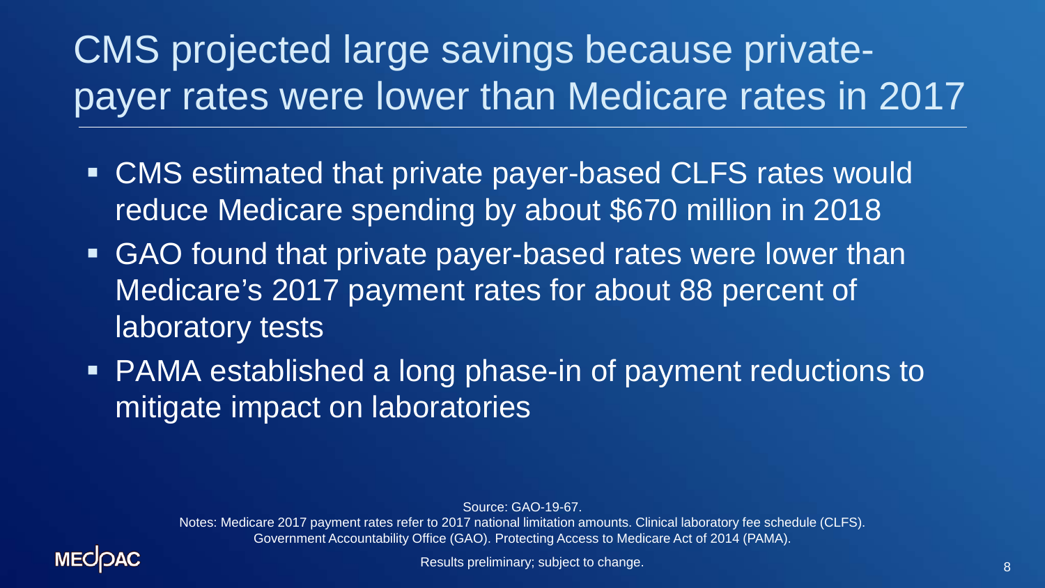# CMS projected large savings because private-payer rates were lower than Medicare rates in 2017

- CMS estimated that private payer-based CLFS rates would reduce Medicare spending by about $670 million in 2018
- GAO found that private payer-based rates were lower than Medicare's 2017 payment rates for about 88 percent of laboratory tests
- PAMA established a long phase-in of payment reductions to mitigate impact on laboratories

Source: GAO-19-67.

Notes: Medicare 2017 payment rates refer to 2017 national limitation amounts. Clinical laboratory fee schedule (CLFS). Government Accountability Office (GAO). Protecting Access to Medicare Act of 2014 (PAMA).

Results preliminary; subject to change.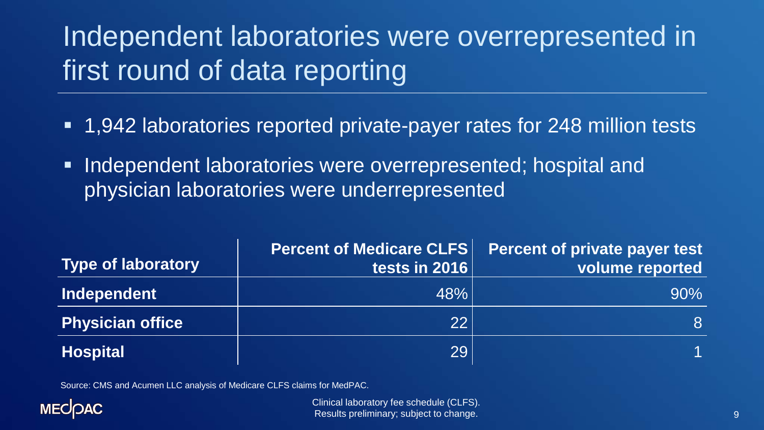# Independent laboratories were overrepresented in first round of data reporting

- 1,942 laboratories reported private-payer rates for 248 million tests
- Independent laboratories were overrepresented; hospital and physician laboratories were underrepresented

| Type of laboratory | Percent of Medicare CLFS tests in 2016 | Percent of private payer test volume reported |
|---|---|---|
| **Independent** | 48% | 90% |
| **Physician office** | 22 | 8 |
| **Hospital** | 29 | 1 |

Source: CMS and Acumen LLC analysis of Medicare CLFS claims for MedPAC.

Clinical laboratory fee schedule (CLFS).
Results preliminary; subject to change.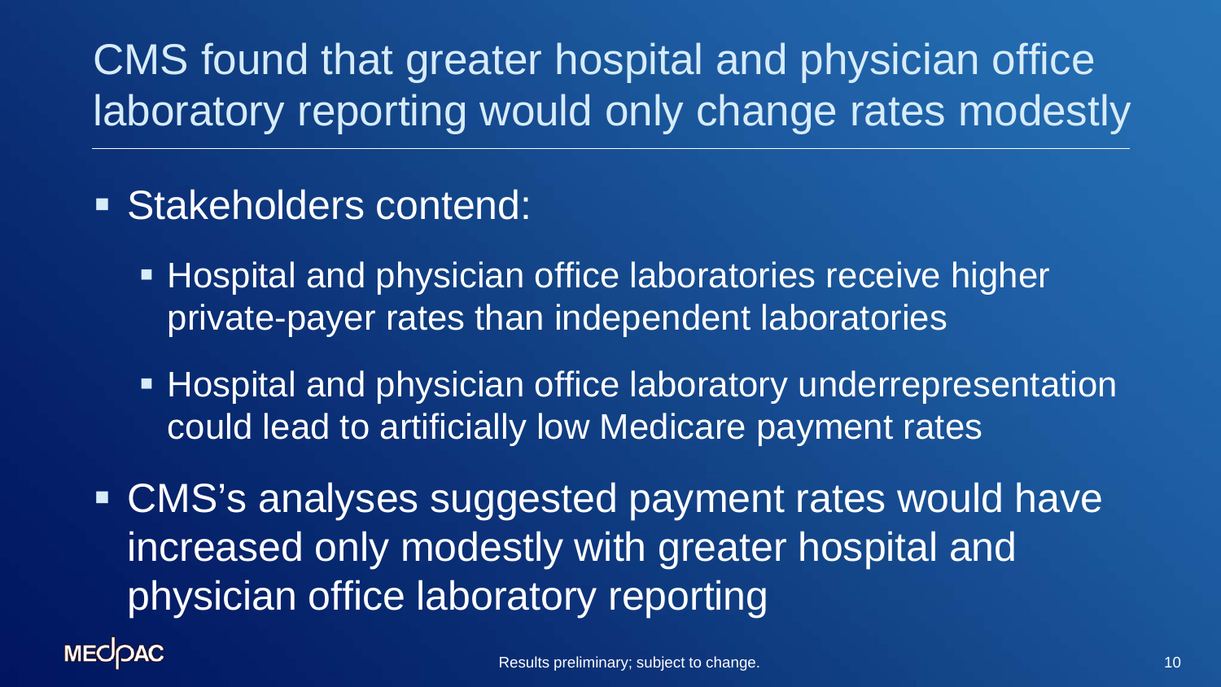# CMS found that greater hospital and physician office laboratory reporting would only change rates modestly

- Stakeholders contend:
  - Hospital and physician office laboratories receive higher private-payer rates than independent laboratories
  - Hospital and physician office laboratory underrepresentation could lead to artificially low Medicare payment rates
- CMS's analyses suggested payment rates would have increased only modestly with greater hospital and physician office laboratory reporting

Results preliminary; subject to change.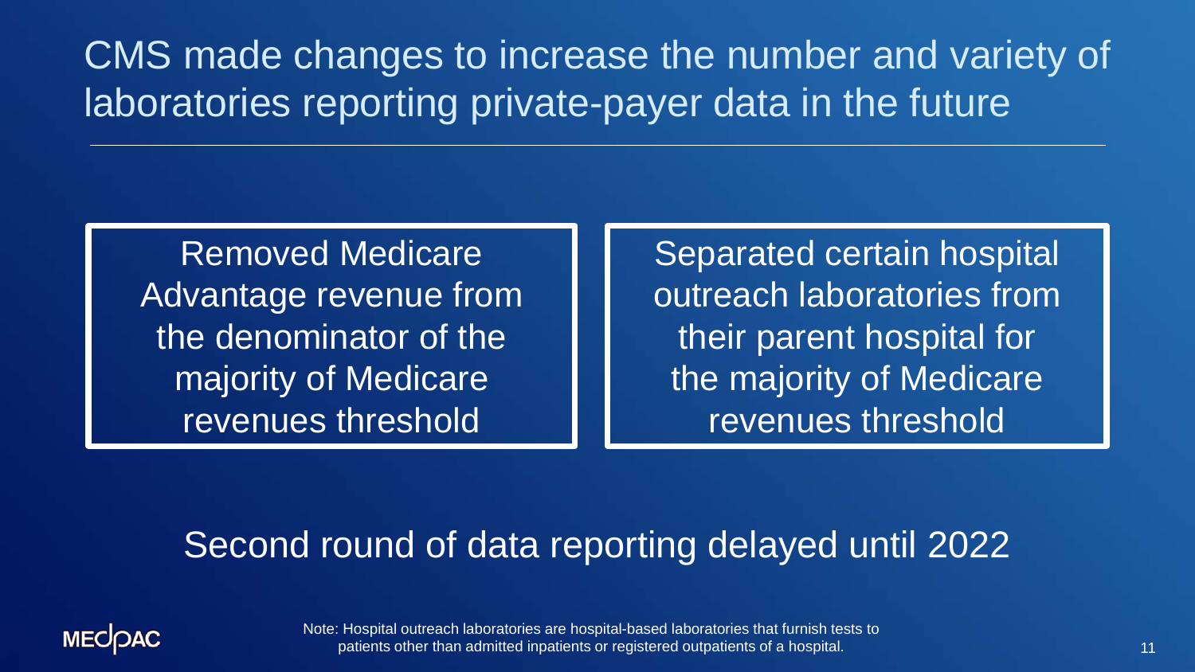# CMS made changes to increase the number and variety of laboratories reporting private-payer data in the future

- Removed Medicare Advantage revenue from the denominator of the majority of Medicare revenues threshold
- Separated certain hospital outreach laboratories from their parent hospital for the majority of Medicare revenues threshold

Second round of data reporting delayed until 2022

Note: Hospital outreach laboratories are hospital-based laboratories that furnish tests to patients other than admitted inpatients or registered outpatients of a hospital.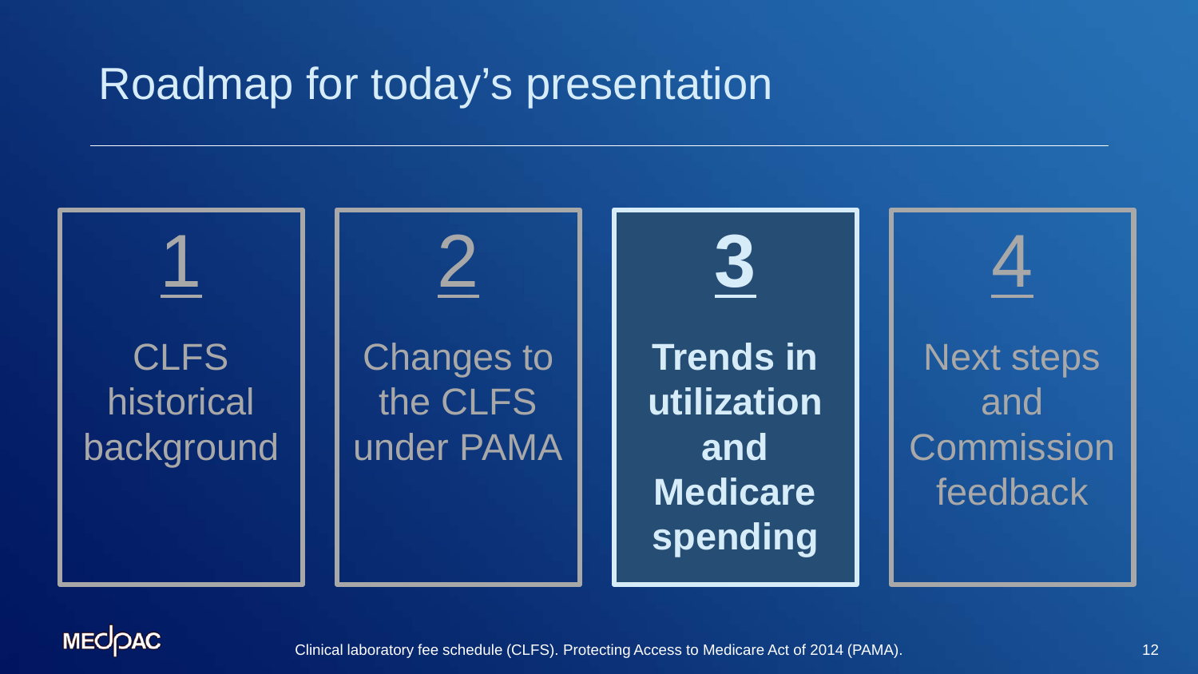# Roadmap for today's presentation

1. CLFS historical background
2. Changes to the CLFS under PAMA
3. **Trends in utilization and Medicare spending**
4. Next steps and Commission feedback

Clinical laboratory fee schedule (CLFS). Protecting Access to Medicare Act of 2014 (PAMA).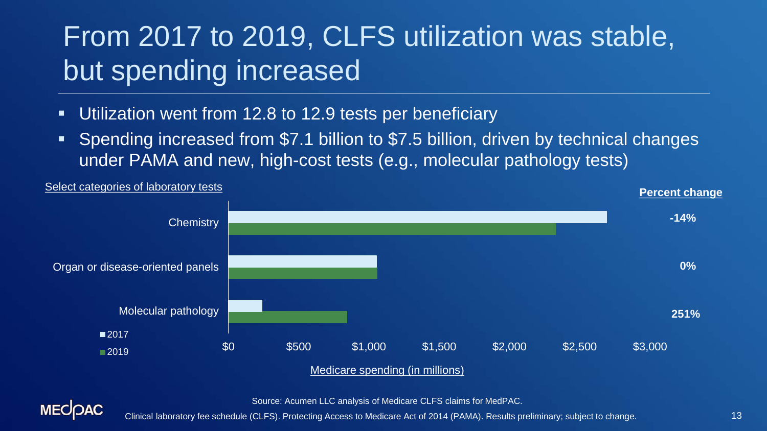# From 2017 to 2019, CLFS utilization was stable, but spending increased

- Utilization went from 12.8 to 12.9 tests per beneficiary
- Spending increased from $7.1 billion to $7.5 billion, driven by technical changes under PAMA and new, high-cost tests (e.g., molecular pathology tests)

Select categories of laboratory tests

| Category | Percent change |
|---|---|
| Chemistry | -14% |
| Organ or disease-oriented panels | 0% |
| Molecular pathology | 251% |

Legend: 2017, 2019

Medicare spending (in millions): $0, $500, $1,000, $1,500, $2,000, $2,500, $3,000

Source: Acumen LLC analysis of Medicare CLFS claims for MedPAC.

Clinical laboratory fee schedule (CLFS). Protecting Access to Medicare Act of 2014 (PAMA). Results preliminary; subject to change.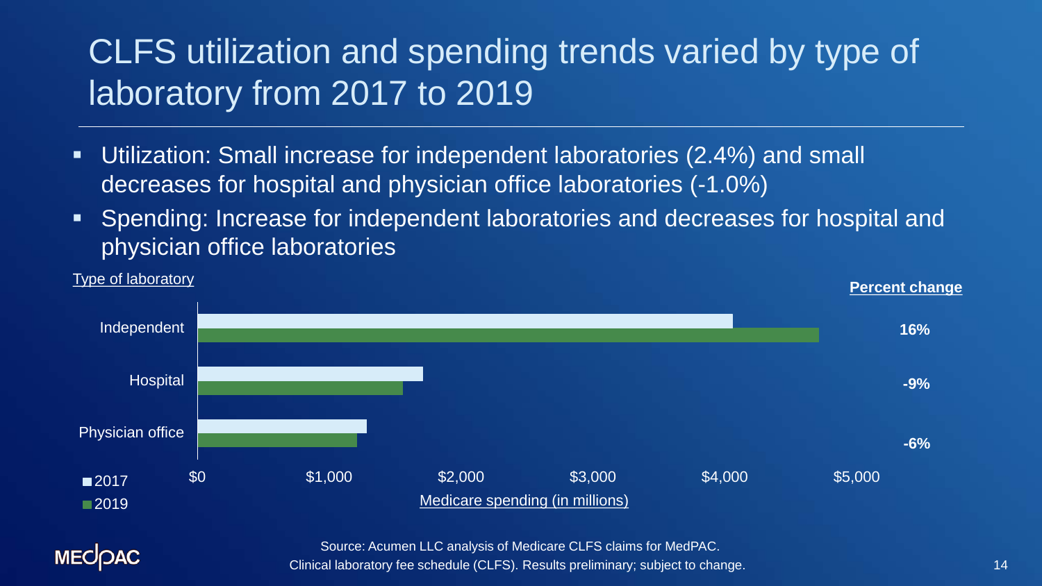# CLFS utilization and spending trends varied by type of laboratory from 2017 to 2019

- Utilization: Small increase for independent laboratories (2.4%) and small decreases for hospital and physician office laboratories (-1.0%)
- Spending: Increase for independent laboratories and decreases for hospital and physician office laboratories

| Type of laboratory | Percent change |
|---|---|
| Independent | **16%** |
| Hospital | **-9%** |
| Physician office | **-6%** |

Medicare spending (in millions): $0, $1,000, $2,000, $3,000, $4,000, $5,000

Legend: 2017, 2019

Source: Acumen LLC analysis of Medicare CLFS claims for MedPAC.
Clinical laboratory fee schedule (CLFS). Results preliminary; subject to change.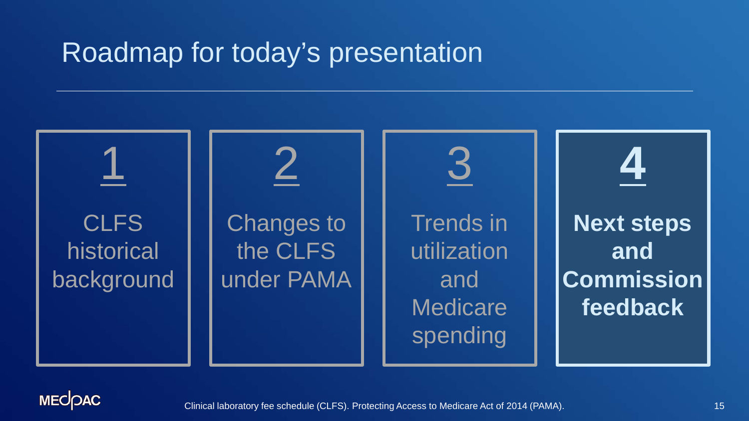# Roadmap for today's presentation

1. CLFS historical background
2. Changes to the CLFS under PAMA
3. Trends in utilization and Medicare spending
4. **Next steps and Commission feedback**

Clinical laboratory fee schedule (CLFS). Protecting Access to Medicare Act of 2014 (PAMA).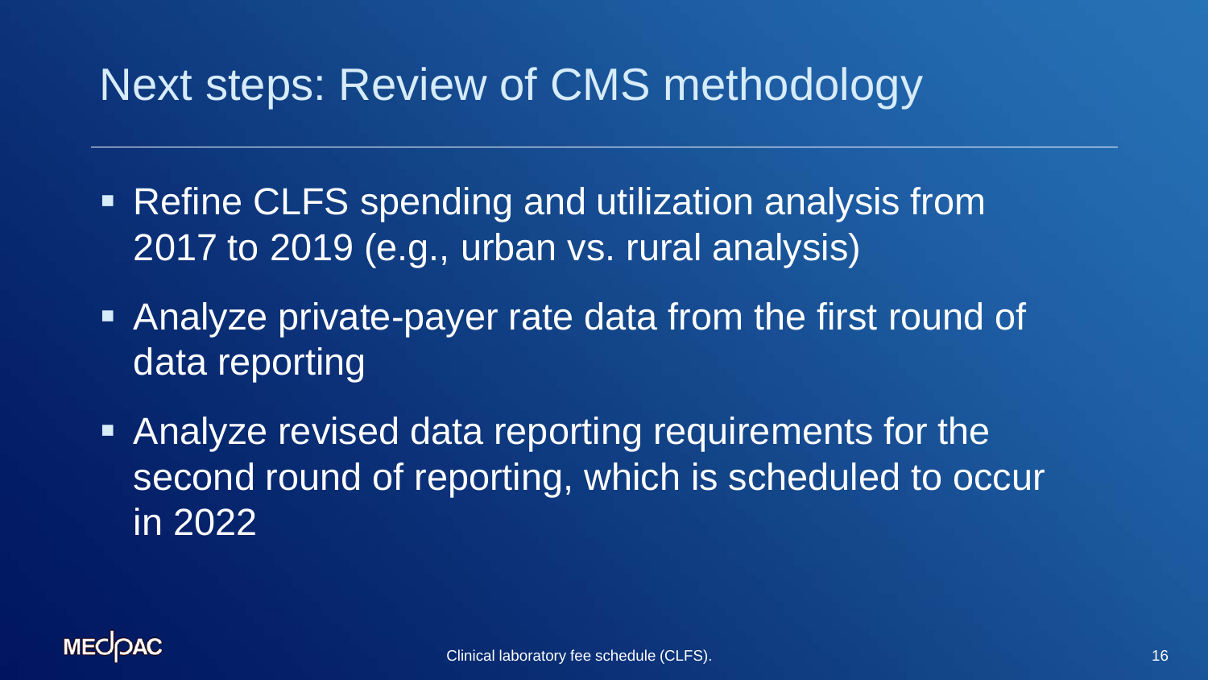# Next steps: Review of CMS methodology

- Refine CLFS spending and utilization analysis from 2017 to 2019 (e.g., urban vs. rural analysis)
- Analyze private-payer rate data from the first round of data reporting
- Analyze revised data reporting requirements for the second round of reporting, which is scheduled to occur in 2022

Clinical laboratory fee schedule (CLFS).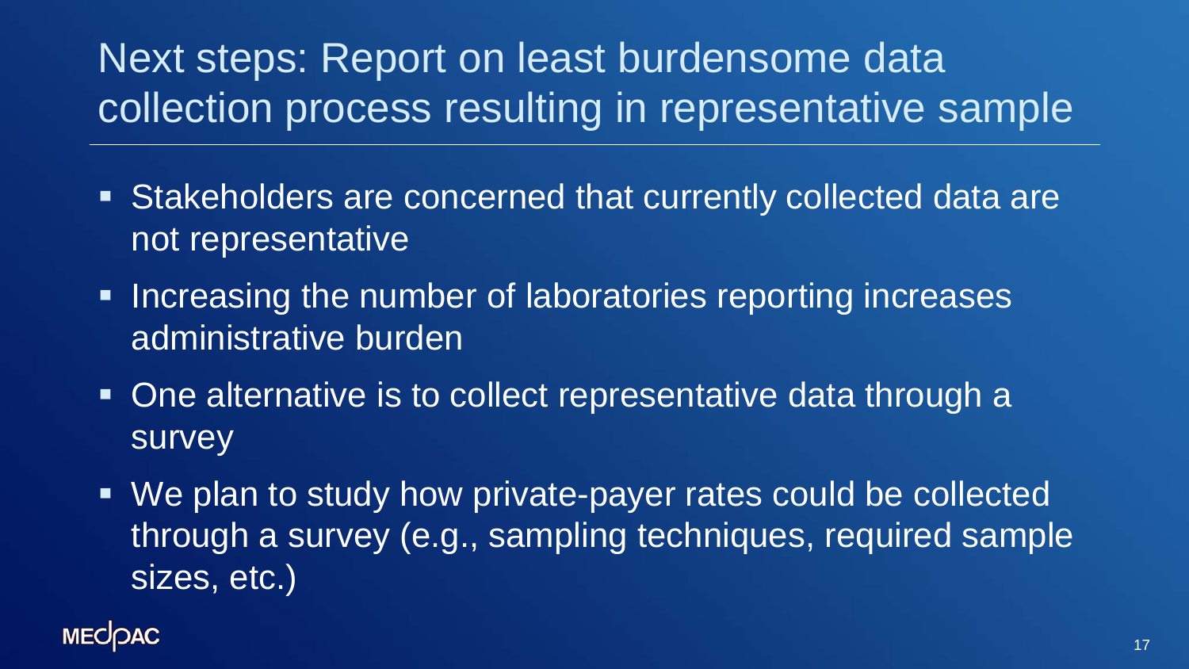# Next steps: Report on least burdensome data collection process resulting in representative sample

- Stakeholders are concerned that currently collected data are not representative
- Increasing the number of laboratories reporting increases administrative burden
- One alternative is to collect representative data through a survey
- We plan to study how private-payer rates could be collected through a survey (e.g., sampling techniques, required sample sizes, etc.)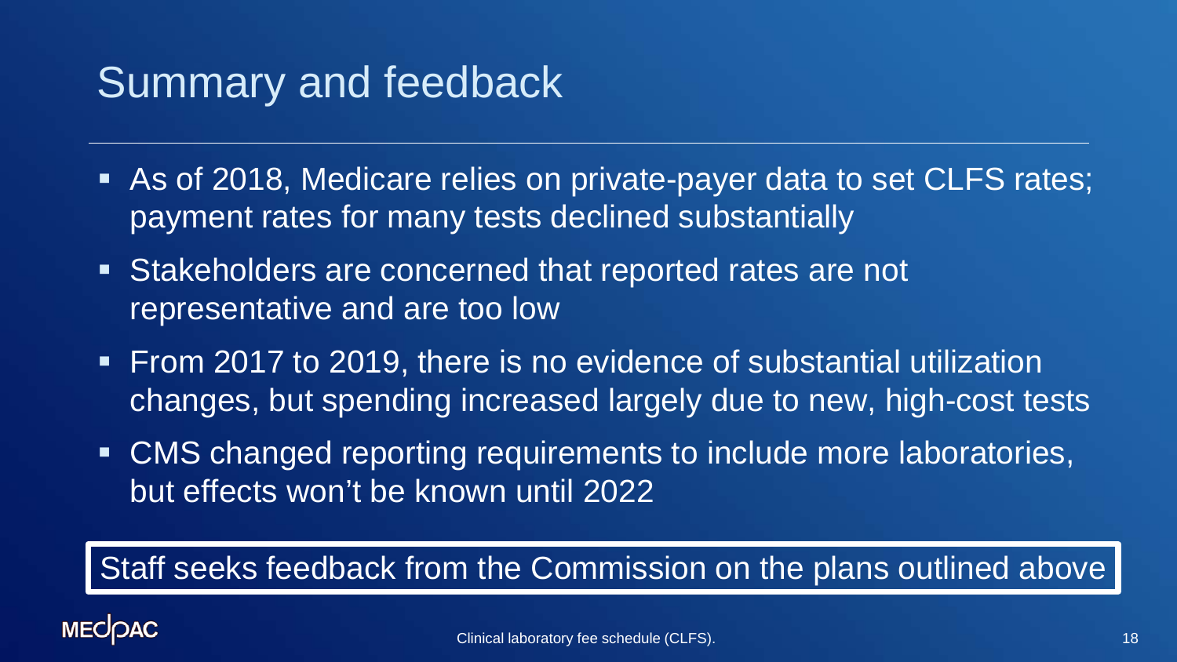# Summary and feedback

- As of 2018, Medicare relies on private-payer data to set CLFS rates; payment rates for many tests declined substantially
- Stakeholders are concerned that reported rates are not representative and are too low
- From 2017 to 2019, there is no evidence of substantial utilization changes, but spending increased largely due to new, high-cost tests
- CMS changed reporting requirements to include more laboratories, but effects won't be known until 2022

Staff seeks feedback from the Commission on the plans outlined above

Clinical laboratory fee schedule (CLFS).